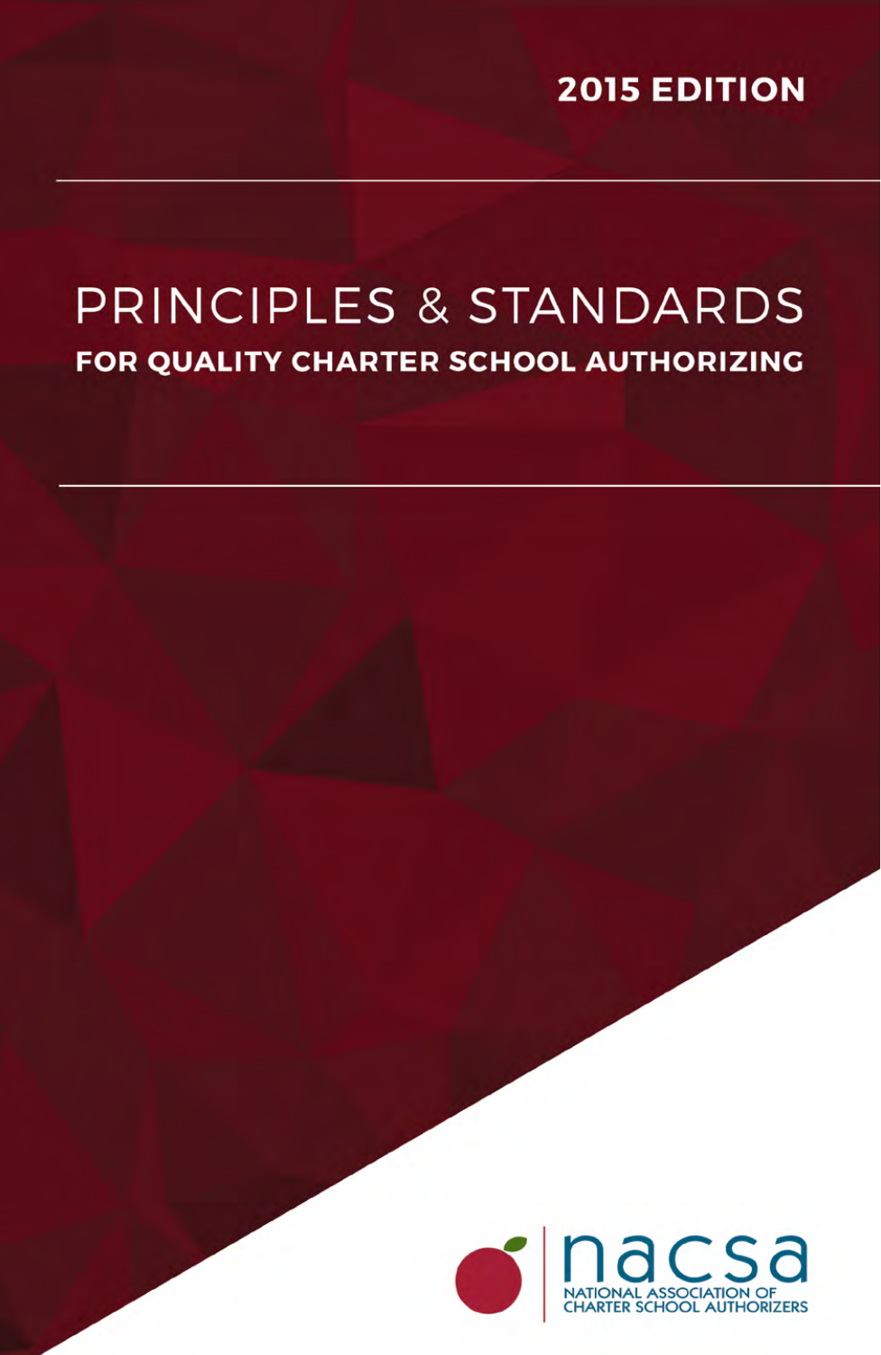**2015 EDITION**

# PRINCIPLES & STANDARDS

## FOR QUALITY CHARTER SCHOOL AUTHORIZING

nacsa

NATIONAL ASSOCIATION OF CHARTER SCHOOL AUTHORIZERS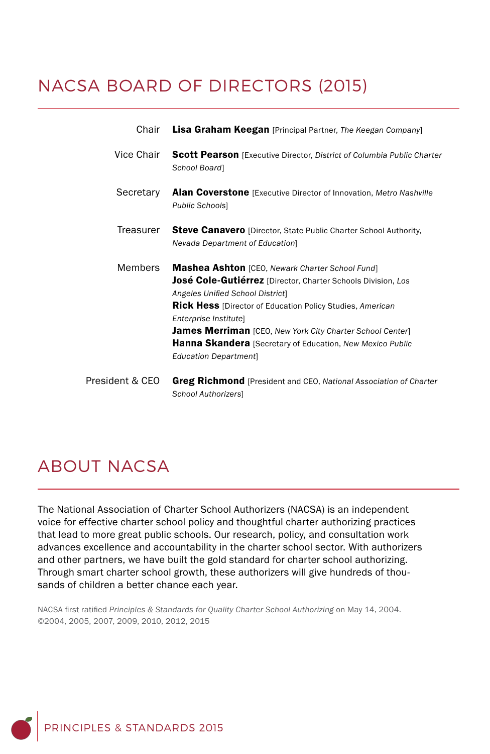# NACSA BOARD OF DIRECTORS (2015)

| | |
|---|---|
| Chair | **Lisa Graham Keegan** [Principal Partner, *The Keegan Company*] |
| Vice Chair | **Scott Pearson** [Executive Director, *District of Columbia Public Charter School Board*] |
| Secretary | **Alan Coverstone** [Executive Director of Innovation, *Metro Nashville Public Schools*] |
| Treasurer | **Steve Canavero** [Director, State Public Charter School Authority, *Nevada Department of Education*] |
| Members | **Mashea Ashton** [CEO, *Newark Charter School Fund*]<br>**José Cole-Gutiérrez** [Director, Charter Schools Division, *Los Angeles Unified School District*]<br>**Rick Hess** [Director of Education Policy Studies, *American Enterprise Institute*]<br>**James Merriman** [CEO, *New York City Charter School Center*]<br>**Hanna Skandera** [Secretary of Education, *New Mexico Public Education Department*] |
| President & CEO | **Greg Richmond** [President and CEO, *National Association of Charter School Authorizers*] |

# ABOUT NACSA

The National Association of Charter School Authorizers (NACSA) is an independent voice for effective charter school policy and thoughtful charter authorizing practices that lead to more great public schools. Our research, policy, and consultation work advances excellence and accountability in the charter school sector. With authorizers and other partners, we have built the gold standard for charter school authorizing. Through smart charter school growth, these authorizers will give hundreds of thousands of children a better chance each year.

NACSA first ratified *Principles & Standards for Quality Charter School Authorizing* on May 14, 2004.
©2004, 2005, 2007, 2009, 2010, 2012, 2015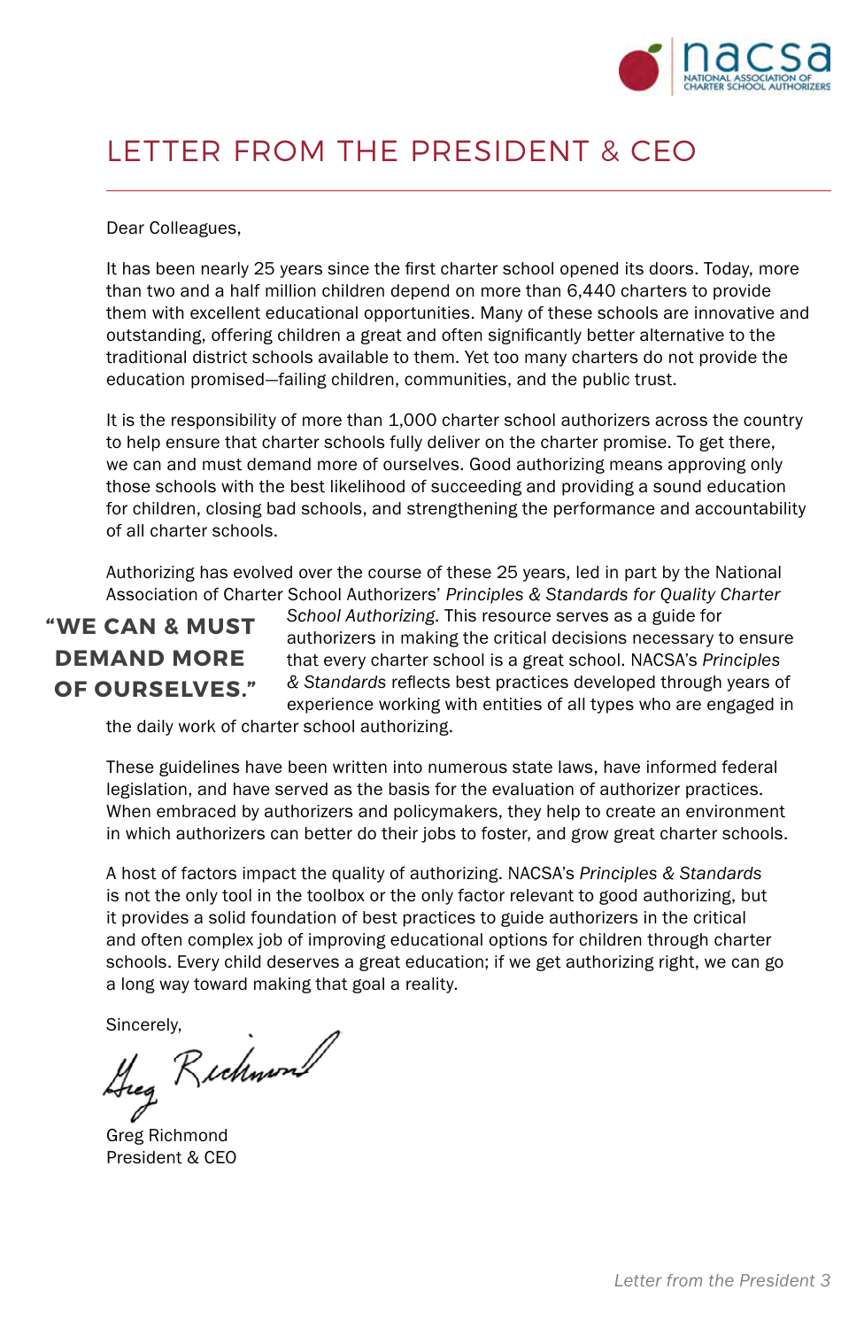# LETTER FROM THE PRESIDENT & CEO

Dear Colleagues,

It has been nearly 25 years since the first charter school opened its doors. Today, more than two and a half million children depend on more than 6,440 charters to provide them with excellent educational opportunities. Many of these schools are innovative and outstanding, offering children a great and often significantly better alternative to the traditional district schools available to them. Yet too many charters do not provide the education promised—failing children, communities, and the public trust.

It is the responsibility of more than 1,000 charter school authorizers across the country to help ensure that charter schools fully deliver on the charter promise. To get there, we can and must demand more of ourselves. Good authorizing means approving only those schools with the best likelihood of succeeding and providing a sound education for children, closing bad schools, and strengthening the performance and accountability of all charter schools.

Authorizing has evolved over the course of these 25 years, led in part by the National Association of Charter School Authorizers' *Principles & Standards for Quality Charter School Authorizing*. This resource serves as a guide for authorizers in making the critical decisions necessary to ensure that every charter school is a great school. NACSA's *Principles & Standards* reflects best practices developed through years of experience working with entities of all types who are engaged in the daily work of charter school authorizing.

> **"WE CAN & MUST DEMAND MORE OF OURSELVES."**

These guidelines have been written into numerous state laws, have informed federal legislation, and have served as the basis for the evaluation of authorizer practices. When embraced by authorizers and policymakers, they help to create an environment in which authorizers can better do their jobs to foster, and grow great charter schools.

A host of factors impact the quality of authorizing. NACSA's *Principles & Standards* is not the only tool in the toolbox or the only factor relevant to good authorizing, but it provides a solid foundation of best practices to guide authorizers in the critical and often complex job of improving educational options for children through charter schools. Every child deserves a great education; if we get authorizing right, we can go a long way toward making that goal a reality.

Sincerely,

Greg Richmond  
President & CEO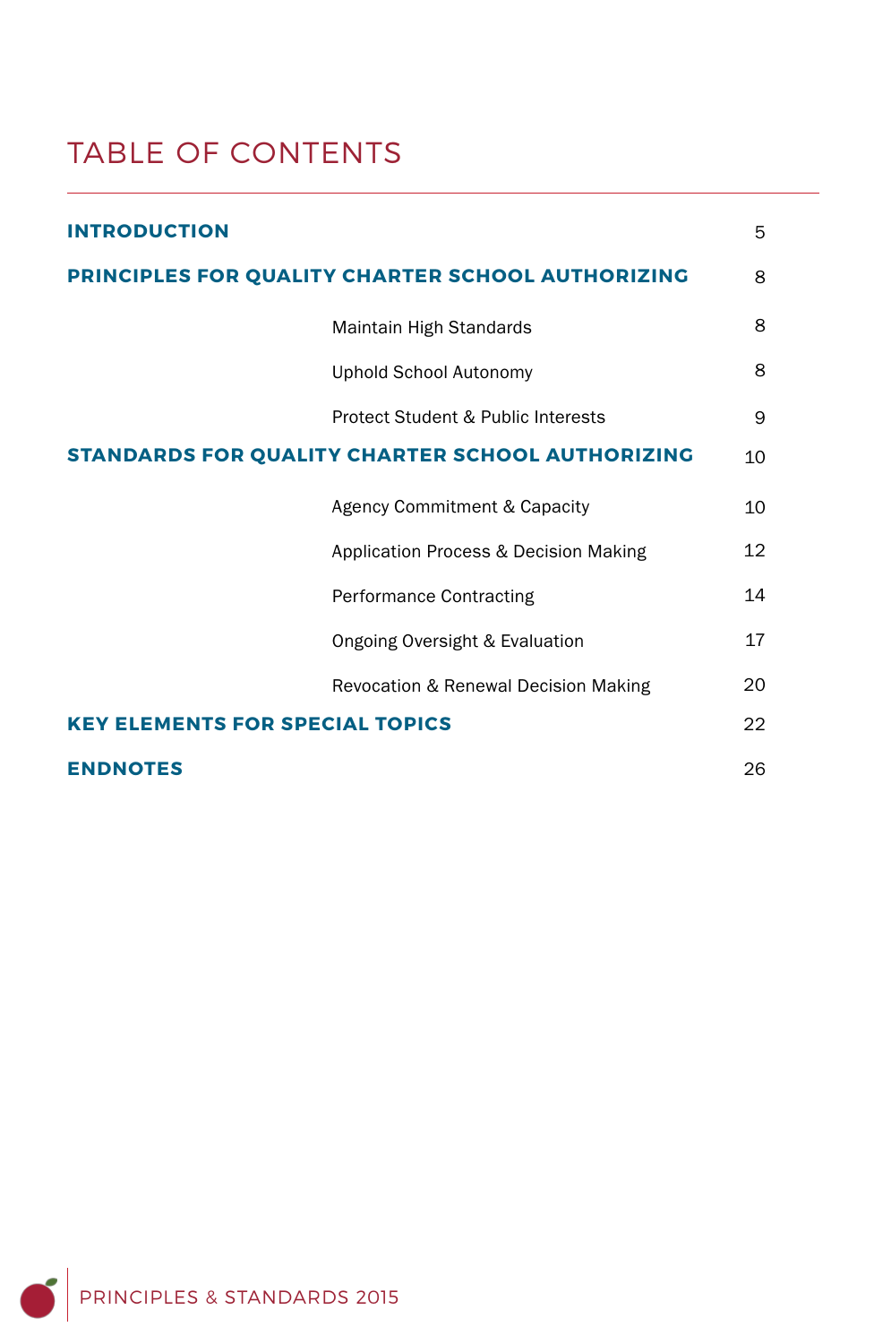# TABLE OF CONTENTS

| | |
|---|---|
| **INTRODUCTION** | 5 |
| **PRINCIPLES FOR QUALITY CHARTER SCHOOL AUTHORIZING** | 8 |
| Maintain High Standards | 8 |
| Uphold School Autonomy | 8 |
| Protect Student & Public Interests | 9 |
| **STANDARDS FOR QUALITY CHARTER SCHOOL AUTHORIZING** | 10 |
| Agency Commitment & Capacity | 10 |
| Application Process & Decision Making | 12 |
| Performance Contracting | 14 |
| Ongoing Oversight & Evaluation | 17 |
| Revocation & Renewal Decision Making | 20 |
| **KEY ELEMENTS FOR SPECIAL TOPICS** | 22 |
| **ENDNOTES** | 26 |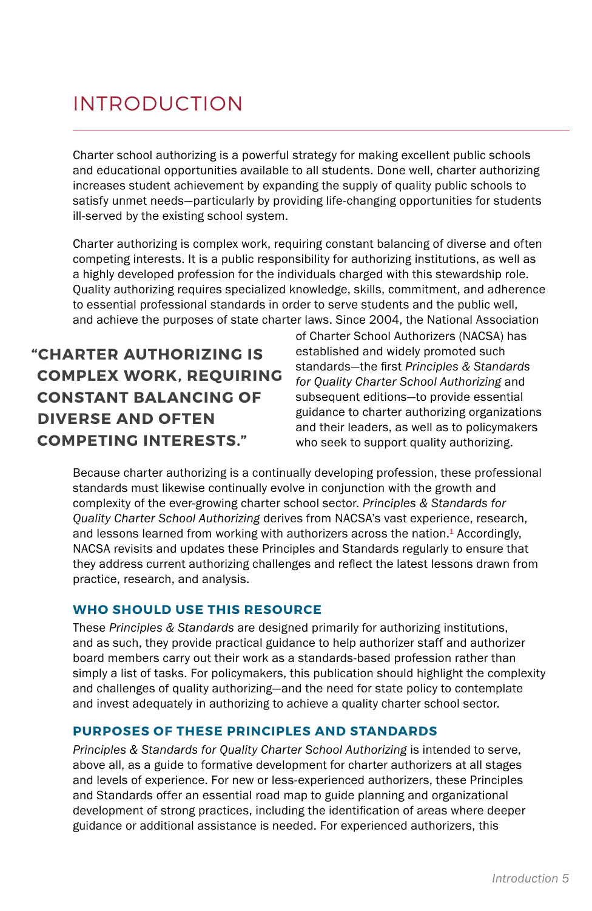# INTRODUCTION

Charter school authorizing is a powerful strategy for making excellent public schools and educational opportunities available to all students. Done well, charter authorizing increases student achievement by expanding the supply of quality public schools to satisfy unmet needs—particularly by providing life-changing opportunities for students ill-served by the existing school system.

Charter authorizing is complex work, requiring constant balancing of diverse and often competing interests. It is a public responsibility for authorizing institutions, as well as a highly developed profession for the individuals charged with this stewardship role. Quality authorizing requires specialized knowledge, skills, commitment, and adherence to essential professional standards in order to serve students and the public well, and achieve the purposes of state charter laws. Since 2004, the National Association of Charter School Authorizers (NACSA) has established and widely promoted such standards—the first *Principles & Standards for Quality Charter School Authorizing* and subsequent editions—to provide essential guidance to charter authorizing organizations and their leaders, as well as to policymakers who seek to support quality authorizing.

> **"CHARTER AUTHORIZING IS COMPLEX WORK, REQUIRING CONSTANT BALANCING OF DIVERSE AND OFTEN COMPETING INTERESTS."**

Because charter authorizing is a continually developing profession, these professional standards must likewise continually evolve in conjunction with the growth and complexity of the ever-growing charter school sector. *Principles & Standards for Quality Charter School Authorizing* derives from NACSA's vast experience, research, and lessons learned from working with authorizers across the nation.[1] Accordingly, NACSA revisits and updates these Principles and Standards regularly to ensure that they address current authorizing challenges and reflect the latest lessons drawn from practice, research, and analysis.

### WHO SHOULD USE THIS RESOURCE

These *Principles & Standards* are designed primarily for authorizing institutions, and as such, they provide practical guidance to help authorizer staff and authorizer board members carry out their work as a standards-based profession rather than simply a list of tasks. For policymakers, this publication should highlight the complexity and challenges of quality authorizing—and the need for state policy to contemplate and invest adequately in authorizing to achieve a quality charter school sector.

### PURPOSES OF THESE PRINCIPLES AND STANDARDS

*Principles & Standards for Quality Charter School Authorizing* is intended to serve, above all, as a guide to formative development for charter authorizers at all stages and levels of experience. For new or less-experienced authorizers, these Principles and Standards offer an essential road map to guide planning and organizational development of strong practices, including the identification of areas where deeper guidance or additional assistance is needed. For experienced authorizers, this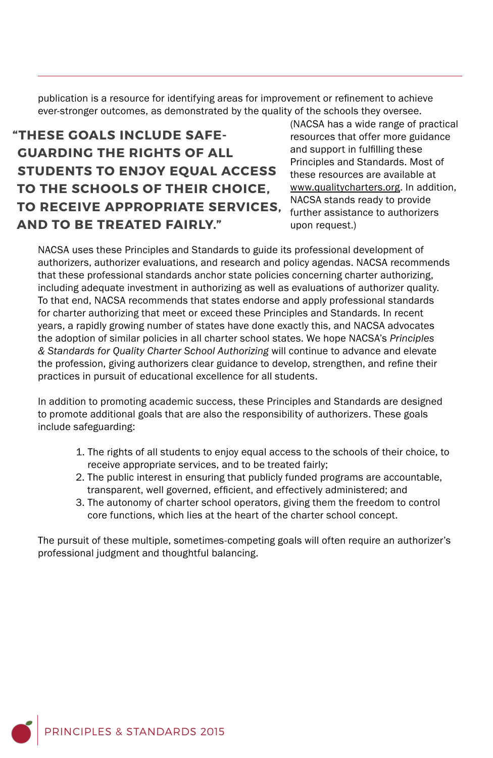publication is a resource for identifying areas for improvement or refinement to achieve ever-stronger outcomes, as demonstrated by the quality of the schools they oversee. (NACSA has a wide range of practical resources that offer more guidance and support in fulfilling these Principles and Standards. Most of these resources are available at www.qualitycharters.org. In addition, NACSA stands ready to provide further assistance to authorizers upon request.)

**"THESE GOALS INCLUDE SAFE-GUARDING THE RIGHTS OF ALL STUDENTS TO ENJOY EQUAL ACCESS TO THE SCHOOLS OF THEIR CHOICE, TO RECEIVE APPROPRIATE SERVICES, AND TO BE TREATED FAIRLY."**

NACSA uses these Principles and Standards to guide its professional development of authorizers, authorizer evaluations, and research and policy agendas. NACSA recommends that these professional standards anchor state policies concerning charter authorizing, including adequate investment in authorizing as well as evaluations of authorizer quality. To that end, NACSA recommends that states endorse and apply professional standards for charter authorizing that meet or exceed these Principles and Standards. In recent years, a rapidly growing number of states have done exactly this, and NACSA advocates the adoption of similar policies in all charter school states. We hope NACSA's *Principles & Standards for Quality Charter School Authorizing* will continue to advance and elevate the profession, giving authorizers clear guidance to develop, strengthen, and refine their practices in pursuit of educational excellence for all students.

In addition to promoting academic success, these Principles and Standards are designed to promote additional goals that are also the responsibility of authorizers. These goals include safeguarding:

1. The rights of all students to enjoy equal access to the schools of their choice, to receive appropriate services, and to be treated fairly;
2. The public interest in ensuring that publicly funded programs are accountable, transparent, well governed, efficient, and effectively administered; and
3. The autonomy of charter school operators, giving them the freedom to control core functions, which lies at the heart of the charter school concept.

The pursuit of these multiple, sometimes-competing goals will often require an authorizer's professional judgment and thoughtful balancing.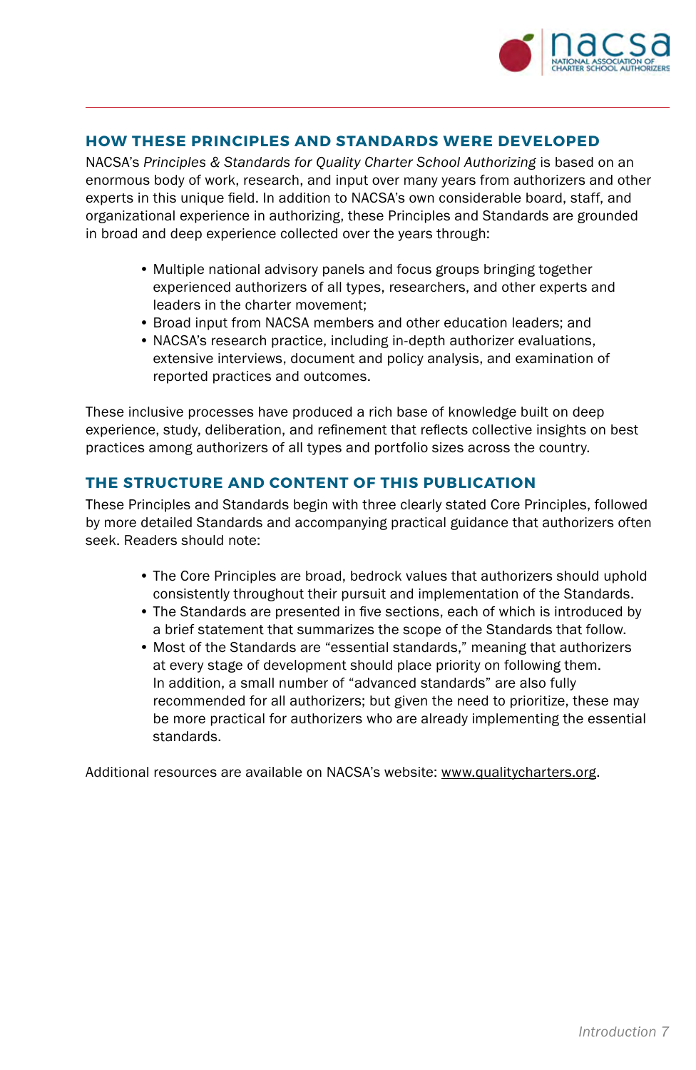## HOW THESE PRINCIPLES AND STANDARDS WERE DEVELOPED

NACSA's *Principles & Standards for Quality Charter School Authorizing* is based on an enormous body of work, research, and input over many years from authorizers and other experts in this unique field. In addition to NACSA's own considerable board, staff, and organizational experience in authorizing, these Principles and Standards are grounded in broad and deep experience collected over the years through:

- Multiple national advisory panels and focus groups bringing together experienced authorizers of all types, researchers, and other experts and leaders in the charter movement;
- Broad input from NACSA members and other education leaders; and
- NACSA's research practice, including in-depth authorizer evaluations, extensive interviews, document and policy analysis, and examination of reported practices and outcomes.

These inclusive processes have produced a rich base of knowledge built on deep experience, study, deliberation, and refinement that reflects collective insights on best practices among authorizers of all types and portfolio sizes across the country.

## THE STRUCTURE AND CONTENT OF THIS PUBLICATION

These Principles and Standards begin with three clearly stated Core Principles, followed by more detailed Standards and accompanying practical guidance that authorizers often seek. Readers should note:

- The Core Principles are broad, bedrock values that authorizers should uphold consistently throughout their pursuit and implementation of the Standards.
- The Standards are presented in five sections, each of which is introduced by a brief statement that summarizes the scope of the Standards that follow.
- Most of the Standards are "essential standards," meaning that authorizers at every stage of development should place priority on following them. In addition, a small number of "advanced standards" are also fully recommended for all authorizers; but given the need to prioritize, these may be more practical for authorizers who are already implementing the essential standards.

Additional resources are available on NACSA's website: www.qualitycharters.org.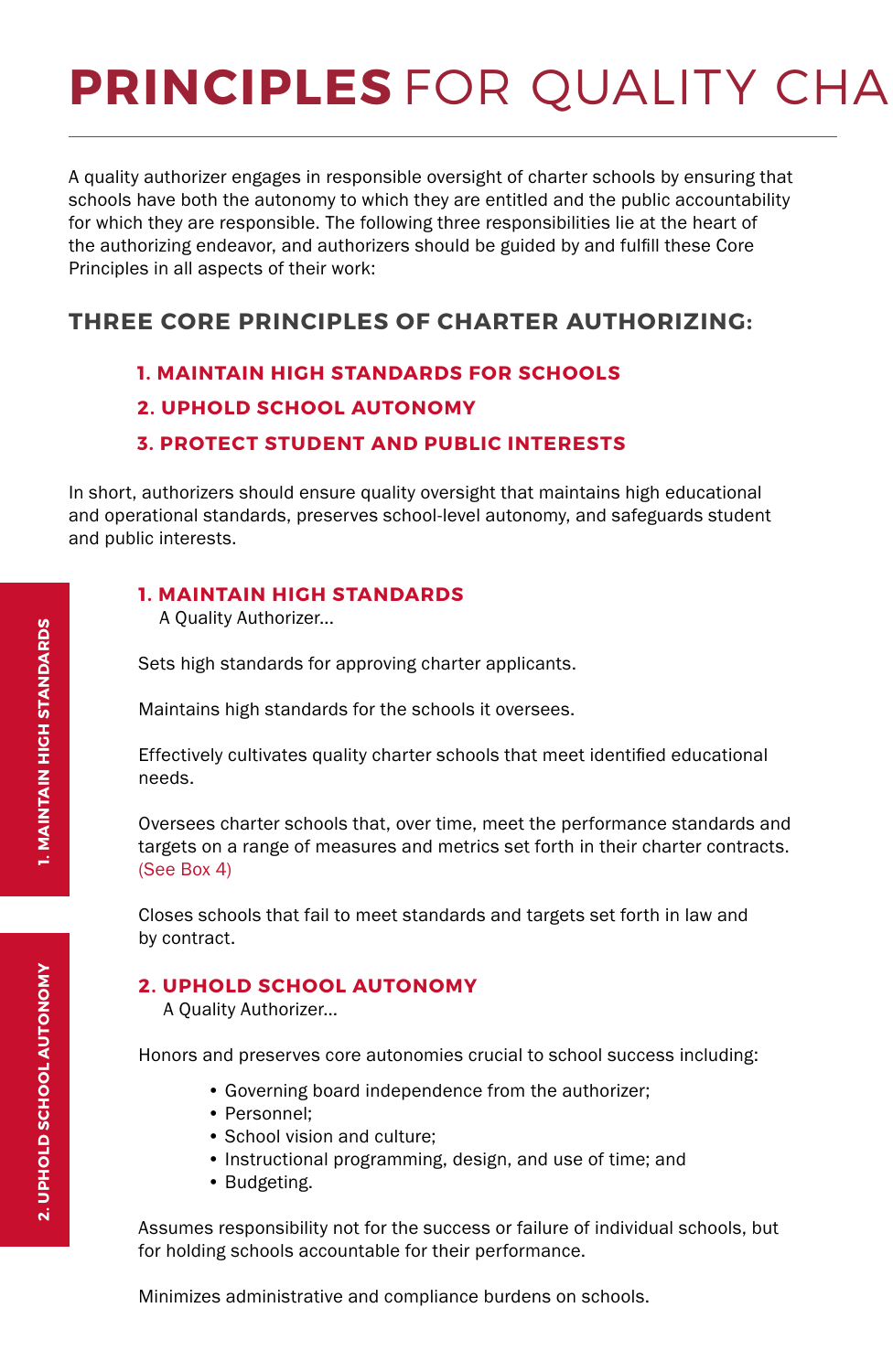# PRINCIPLES FOR QUALITY CHA

A quality authorizer engages in responsible oversight of charter schools by ensuring that schools have both the autonomy to which they are entitled and the public accountability for which they are responsible. The following three responsibilities lie at the heart of the authorizing endeavor, and authorizers should be guided by and fulfill these Core Principles in all aspects of their work:

## THREE CORE PRINCIPLES OF CHARTER AUTHORIZING:

1. **MAINTAIN HIGH STANDARDS FOR SCHOOLS**
2. **UPHOLD SCHOOL AUTONOMY**
3. **PROTECT STUDENT AND PUBLIC INTERESTS**

In short, authorizers should ensure quality oversight that maintains high educational and operational standards, preserves school-level autonomy, and safeguards student and public interests.

### 1. MAINTAIN HIGH STANDARDS

A Quality Authorizer...

Sets high standards for approving charter applicants.

Maintains high standards for the schools it oversees.

Effectively cultivates quality charter schools that meet identified educational needs.

Oversees charter schools that, over time, meet the performance standards and targets on a range of measures and metrics set forth in their charter contracts. (See Box 4)

Closes schools that fail to meet standards and targets set forth in law and by contract.

### 2. UPHOLD SCHOOL AUTONOMY

A Quality Authorizer...

Honors and preserves core autonomies crucial to school success including:

- Governing board independence from the authorizer;
- Personnel;
- School vision and culture;
- Instructional programming, design, and use of time; and
- Budgeting.

Assumes responsibility not for the success or failure of individual schools, but for holding schools accountable for their performance.

Minimizes administrative and compliance burdens on schools.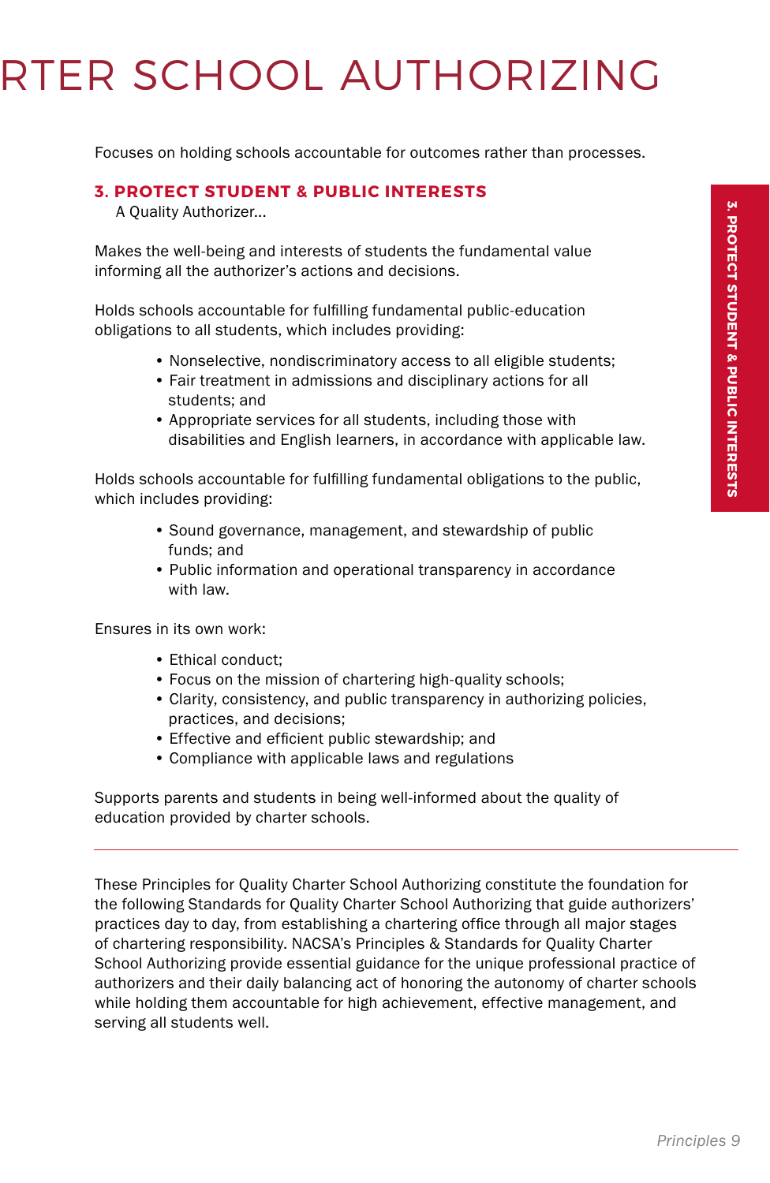# RTER SCHOOL AUTHORIZING

Focuses on holding schools accountable for outcomes rather than processes.

## 3. PROTECT STUDENT & PUBLIC INTERESTS

A Quality Authorizer...

Makes the well-being and interests of students the fundamental value informing all the authorizer's actions and decisions.

Holds schools accountable for fulfilling fundamental public-education obligations to all students, which includes providing:

- Nonselective, nondiscriminatory access to all eligible students;
- Fair treatment in admissions and disciplinary actions for all students; and
- Appropriate services for all students, including those with disabilities and English learners, in accordance with applicable law.

Holds schools accountable for fulfilling fundamental obligations to the public, which includes providing:

- Sound governance, management, and stewardship of public funds; and
- Public information and operational transparency in accordance with law.

Ensures in its own work:

- Ethical conduct;
- Focus on the mission of chartering high-quality schools;
- Clarity, consistency, and public transparency in authorizing policies, practices, and decisions;
- Effective and efficient public stewardship; and
- Compliance with applicable laws and regulations

Supports parents and students in being well-informed about the quality of education provided by charter schools.

---

These Principles for Quality Charter School Authorizing constitute the foundation for the following Standards for Quality Charter School Authorizing that guide authorizers' practices day to day, from establishing a chartering office through all major stages of chartering responsibility. NACSA's Principles & Standards for Quality Charter School Authorizing provide essential guidance for the unique professional practice of authorizers and their daily balancing act of honoring the autonomy of charter schools while holding them accountable for high achievement, effective management, and serving all students well.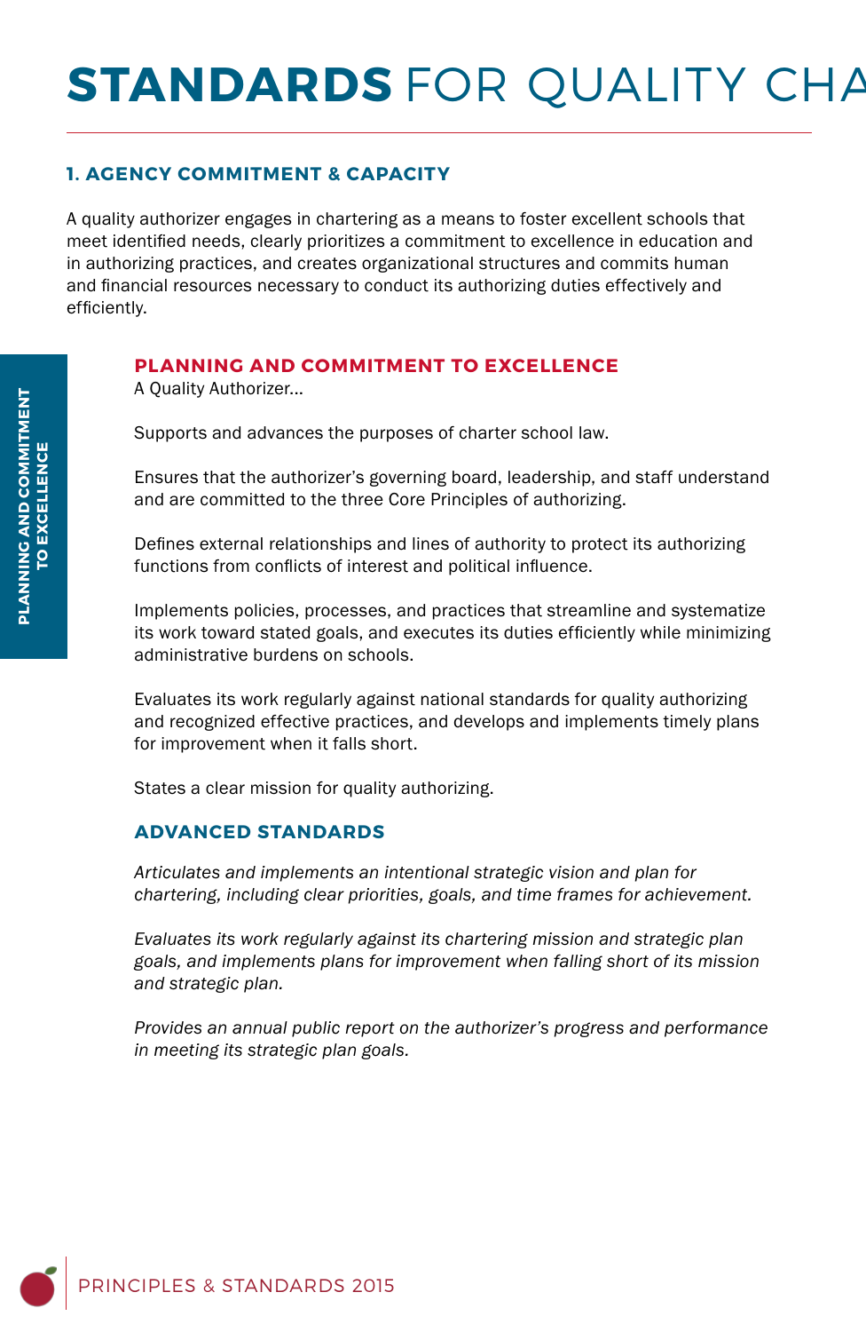# STANDARDS FOR QUALITY CHA

## 1. AGENCY COMMITMENT & CAPACITY

A quality authorizer engages in chartering as a means to foster excellent schools that meet identified needs, clearly prioritizes a commitment to excellence in education and in authorizing practices, and creates organizational structures and commits human and financial resources necessary to conduct its authorizing duties effectively and efficiently.

**PLANNING AND COMMITMENT TO EXCELLENCE**

### PLANNING AND COMMITMENT TO EXCELLENCE

A Quality Authorizer...

Supports and advances the purposes of charter school law.

Ensures that the authorizer's governing board, leadership, and staff understand and are committed to the three Core Principles of authorizing.

Defines external relationships and lines of authority to protect its authorizing functions from conflicts of interest and political influence.

Implements policies, processes, and practices that streamline and systematize its work toward stated goals, and executes its duties efficiently while minimizing administrative burdens on schools.

Evaluates its work regularly against national standards for quality authorizing and recognized effective practices, and develops and implements timely plans for improvement when it falls short.

States a clear mission for quality authorizing.

### ADVANCED STANDARDS

*Articulates and implements an intentional strategic vision and plan for chartering, including clear priorities, goals, and time frames for achievement.*

*Evaluates its work regularly against its chartering mission and strategic plan goals, and implements plans for improvement when falling short of its mission and strategic plan.*

*Provides an annual public report on the authorizer's progress and performance in meeting its strategic plan goals.*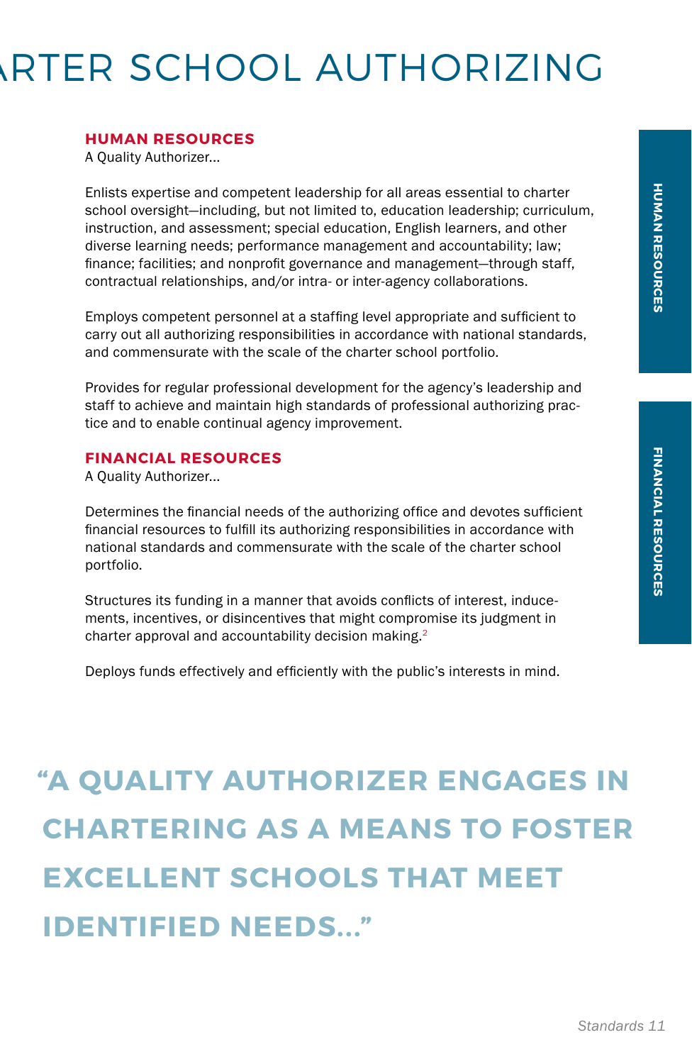## HUMAN RESOURCES

A Quality Authorizer...

Enlists expertise and competent leadership for all areas essential to charter school oversight—including, but not limited to, education leadership; curriculum, instruction, and assessment; special education, English learners, and other diverse learning needs; performance management and accountability; law; finance; facilities; and nonprofit governance and management—through staff, contractual relationships, and/or intra- or inter-agency collaborations.

Employs competent personnel at a staffing level appropriate and sufficient to carry out all authorizing responsibilities in accordance with national standards, and commensurate with the scale of the charter school portfolio.

Provides for regular professional development for the agency's leadership and staff to achieve and maintain high standards of professional authorizing practice and to enable continual agency improvement.

## FINANCIAL RESOURCES

A Quality Authorizer...

Determines the financial needs of the authorizing office and devotes sufficient financial resources to fulfill its authorizing responsibilities in accordance with national standards and commensurate with the scale of the charter school portfolio.

Structures its funding in a manner that avoids conflicts of interest, inducements, incentives, or disincentives that might compromise its judgment in charter approval and accountability decision making.[2]

Deploys funds effectively and efficiently with the public's interests in mind.

**"A QUALITY AUTHORIZER ENGAGES IN CHARTERING AS A MEANS TO FOSTER EXCELLENT SCHOOLS THAT MEET IDENTIFIED NEEDS..."**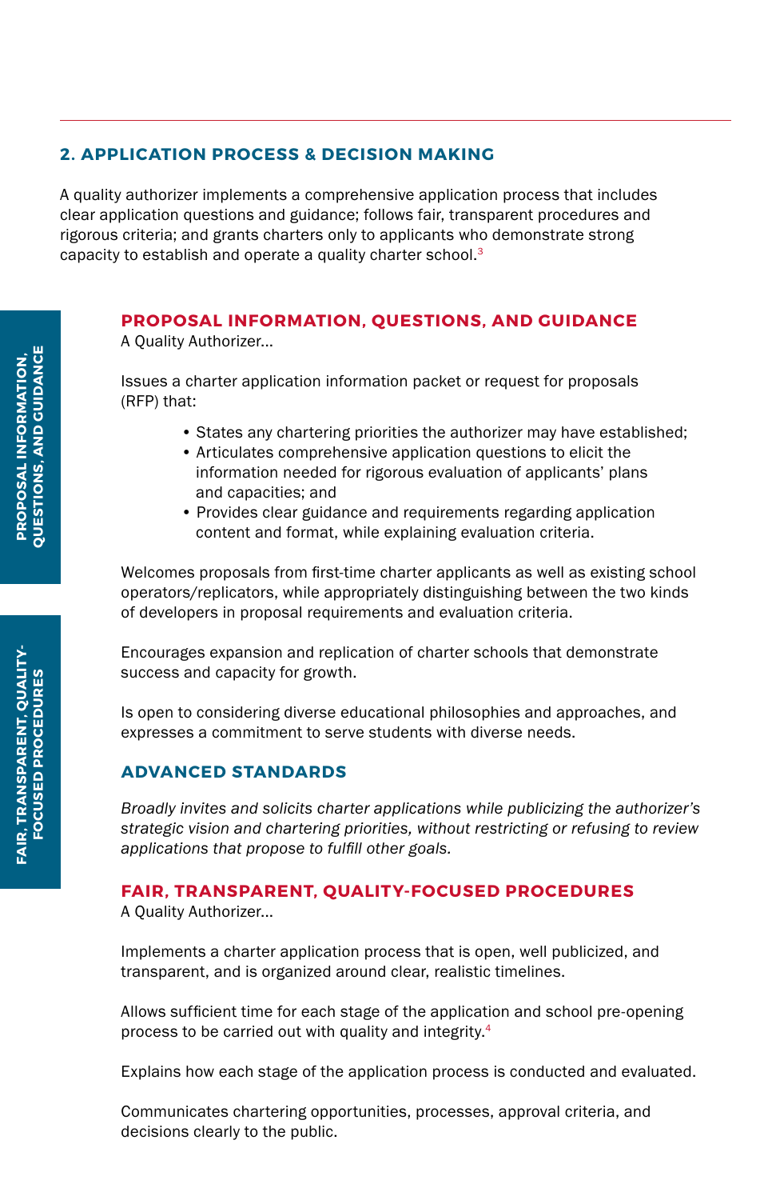## 2. APPLICATION PROCESS & DECISION MAKING

A quality authorizer implements a comprehensive application process that includes clear application questions and guidance; follows fair, transparent procedures and rigorous criteria; and grants charters only to applicants who demonstrate strong capacity to establish and operate a quality charter school.[3]

### PROPOSAL INFORMATION, QUESTIONS, AND GUIDANCE

A Quality Authorizer...

Issues a charter application information packet or request for proposals (RFP) that:

- States any chartering priorities the authorizer may have established;
- Articulates comprehensive application questions to elicit the information needed for rigorous evaluation of applicants' plans and capacities; and
- Provides clear guidance and requirements regarding application content and format, while explaining evaluation criteria.

Welcomes proposals from first-time charter applicants as well as existing school operators/replicators, while appropriately distinguishing between the two kinds of developers in proposal requirements and evaluation criteria.

Encourages expansion and replication of charter schools that demonstrate success and capacity for growth.

Is open to considering diverse educational philosophies and approaches, and expresses a commitment to serve students with diverse needs.

#### ADVANCED STANDARDS

*Broadly invites and solicits charter applications while publicizing the authorizer's strategic vision and chartering priorities, without restricting or refusing to review applications that propose to fulfill other goals.*

### FAIR, TRANSPARENT, QUALITY-FOCUSED PROCEDURES

A Quality Authorizer...

Implements a charter application process that is open, well publicized, and transparent, and is organized around clear, realistic timelines.

Allows sufficient time for each stage of the application and school pre-opening process to be carried out with quality and integrity.[4]

Explains how each stage of the application process is conducted and evaluated.

Communicates chartering opportunities, processes, approval criteria, and decisions clearly to the public.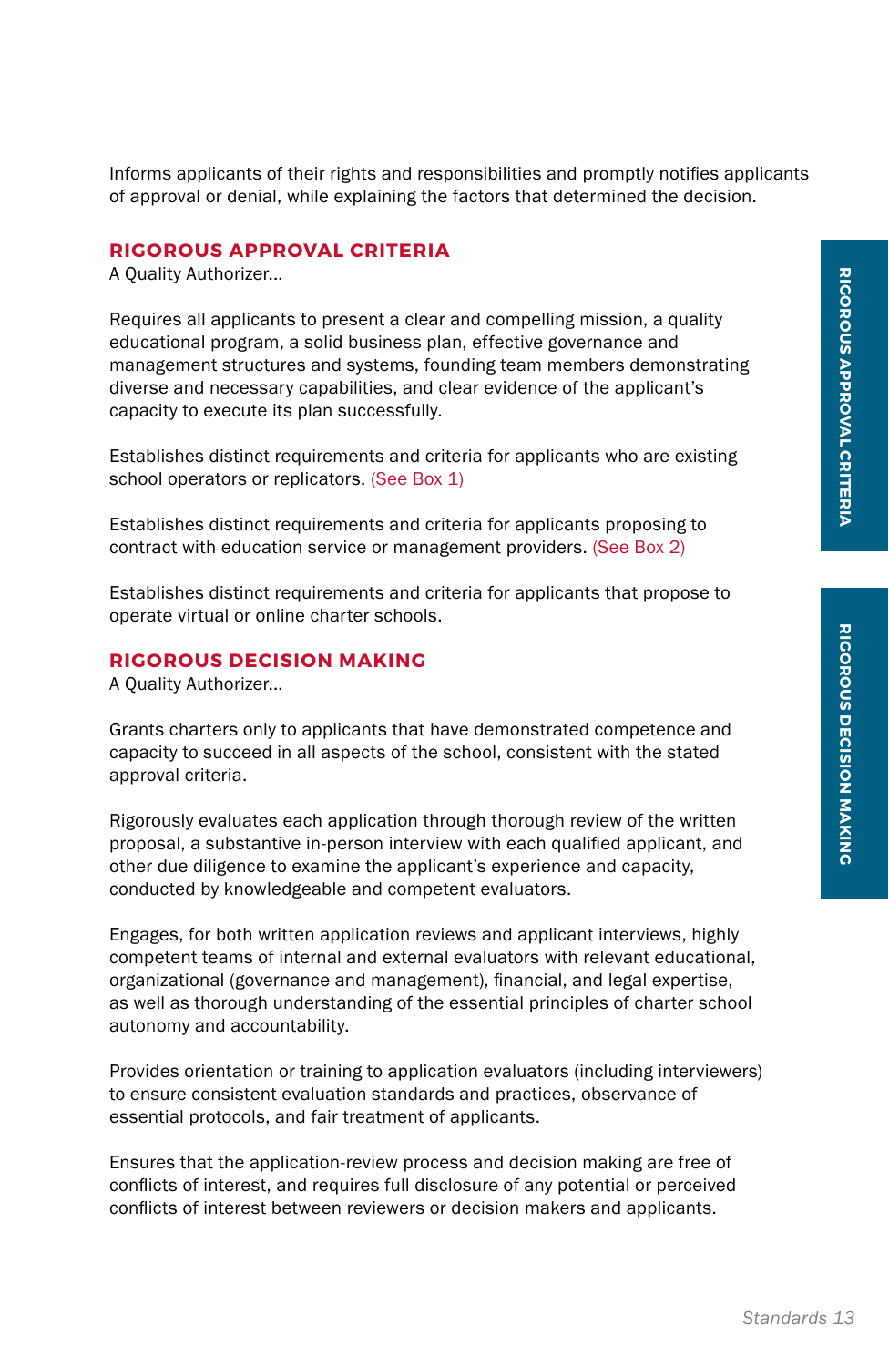Informs applicants of their rights and responsibilities and promptly notifies applicants of approval or denial, while explaining the factors that determined the decision.

## RIGOROUS APPROVAL CRITERIA

A Quality Authorizer...

Requires all applicants to present a clear and compelling mission, a quality educational program, a solid business plan, effective governance and management structures and systems, founding team members demonstrating diverse and necessary capabilities, and clear evidence of the applicant's capacity to execute its plan successfully.

Establishes distinct requirements and criteria for applicants who are existing school operators or replicators. (See Box 1)

Establishes distinct requirements and criteria for applicants proposing to contract with education service or management providers. (See Box 2)

Establishes distinct requirements and criteria for applicants that propose to operate virtual or online charter schools.

## RIGOROUS DECISION MAKING

A Quality Authorizer...

Grants charters only to applicants that have demonstrated competence and capacity to succeed in all aspects of the school, consistent with the stated approval criteria.

Rigorously evaluates each application through thorough review of the written proposal, a substantive in-person interview with each qualified applicant, and other due diligence to examine the applicant's experience and capacity, conducted by knowledgeable and competent evaluators.

Engages, for both written application reviews and applicant interviews, highly competent teams of internal and external evaluators with relevant educational, organizational (governance and management), financial, and legal expertise, as well as thorough understanding of the essential principles of charter school autonomy and accountability.

Provides orientation or training to application evaluators (including interviewers) to ensure consistent evaluation standards and practices, observance of essential protocols, and fair treatment of applicants.

Ensures that the application-review process and decision making are free of conflicts of interest, and requires full disclosure of any potential or perceived conflicts of interest between reviewers or decision makers and applicants.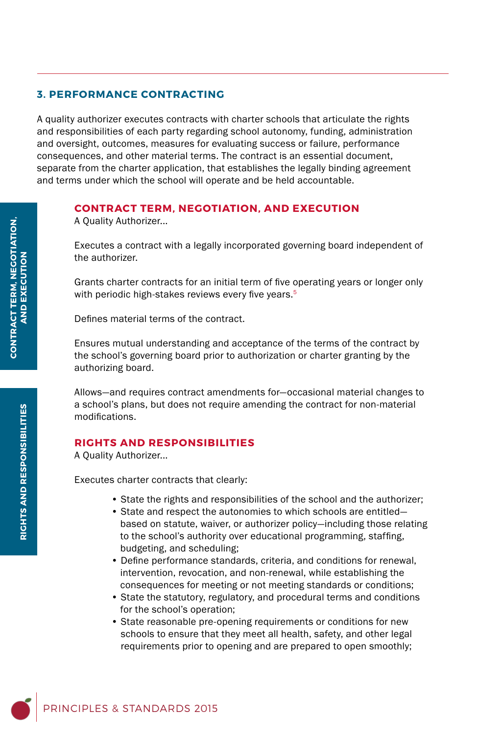## 3. PERFORMANCE CONTRACTING

A quality authorizer executes contracts with charter schools that articulate the rights and responsibilities of each party regarding school autonomy, funding, administration and oversight, outcomes, measures for evaluating success or failure, performance consequences, and other material terms. The contract is an essential document, separate from the charter application, that establishes the legally binding agreement and terms under which the school will operate and be held accountable.

### CONTRACT TERM, NEGOTIATION, AND EXECUTION

A Quality Authorizer...

Executes a contract with a legally incorporated governing board independent of the authorizer.

Grants charter contracts for an initial term of five operating years or longer only with periodic high-stakes reviews every five years.[5]

Defines material terms of the contract.

Ensures mutual understanding and acceptance of the terms of the contract by the school's governing board prior to authorization or charter granting by the authorizing board.

Allows—and requires contract amendments for—occasional material changes to a school's plans, but does not require amending the contract for non-material modifications.

### RIGHTS AND RESPONSIBILITIES

A Quality Authorizer...

Executes charter contracts that clearly:

- State the rights and responsibilities of the school and the authorizer;
- State and respect the autonomies to which schools are entitled—based on statute, waiver, or authorizer policy—including those relating to the school's authority over educational programming, staffing, budgeting, and scheduling;
- Define performance standards, criteria, and conditions for renewal, intervention, revocation, and non-renewal, while establishing the consequences for meeting or not meeting standards or conditions;
- State the statutory, regulatory, and procedural terms and conditions for the school's operation;
- State reasonable pre-opening requirements or conditions for new schools to ensure that they meet all health, safety, and other legal requirements prior to opening and are prepared to open smoothly;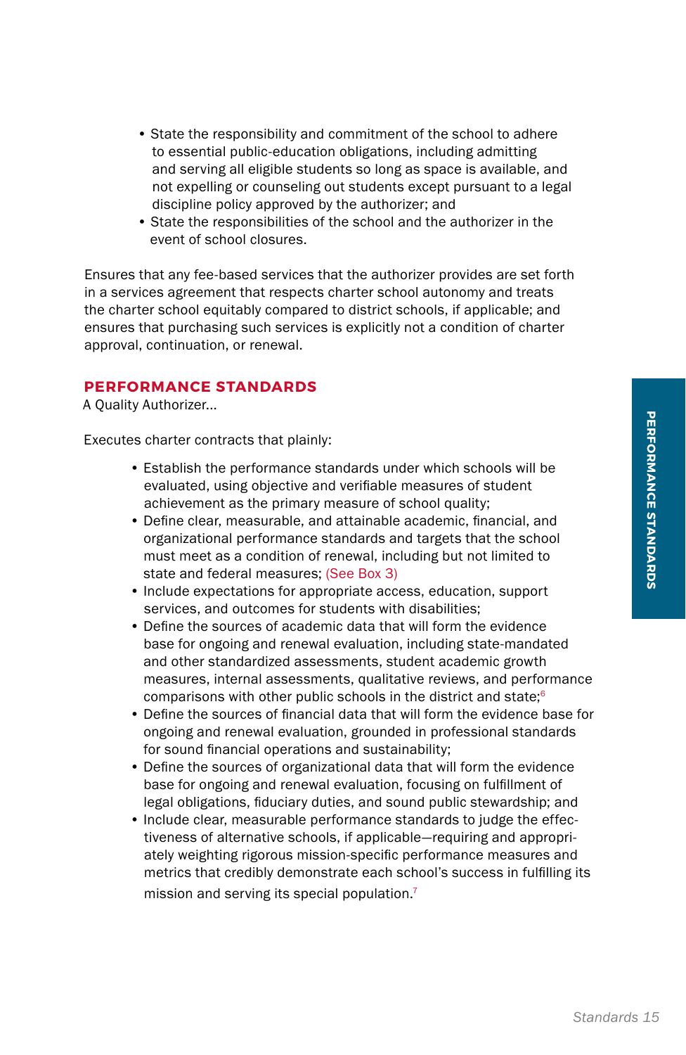- State the responsibility and commitment of the school to adhere to essential public-education obligations, including admitting and serving all eligible students so long as space is available, and not expelling or counseling out students except pursuant to a legal discipline policy approved by the authorizer; and
- State the responsibilities of the school and the authorizer in the event of school closures.

Ensures that any fee-based services that the authorizer provides are set forth in a services agreement that respects charter school autonomy and treats the charter school equitably compared to district schools, if applicable; and ensures that purchasing such services is explicitly not a condition of charter approval, continuation, or renewal.

## PERFORMANCE STANDARDS

A Quality Authorizer...

Executes charter contracts that plainly:

- Establish the performance standards under which schools will be evaluated, using objective and verifiable measures of student achievement as the primary measure of school quality;
- Define clear, measurable, and attainable academic, financial, and organizational performance standards and targets that the school must meet as a condition of renewal, including but not limited to state and federal measures; (See Box 3)
- Include expectations for appropriate access, education, support services, and outcomes for students with disabilities;
- Define the sources of academic data that will form the evidence base for ongoing and renewal evaluation, including state-mandated and other standardized assessments, student academic growth measures, internal assessments, qualitative reviews, and performance comparisons with other public schools in the district and state;[6]
- Define the sources of financial data that will form the evidence base for ongoing and renewal evaluation, grounded in professional standards for sound financial operations and sustainability;
- Define the sources of organizational data that will form the evidence base for ongoing and renewal evaluation, focusing on fulfillment of legal obligations, fiduciary duties, and sound public stewardship; and
- Include clear, measurable performance standards to judge the effectiveness of alternative schools, if applicable—requiring and appropriately weighting rigorous mission-specific performance measures and metrics that credibly demonstrate each school's success in fulfilling its mission and serving its special population.[7]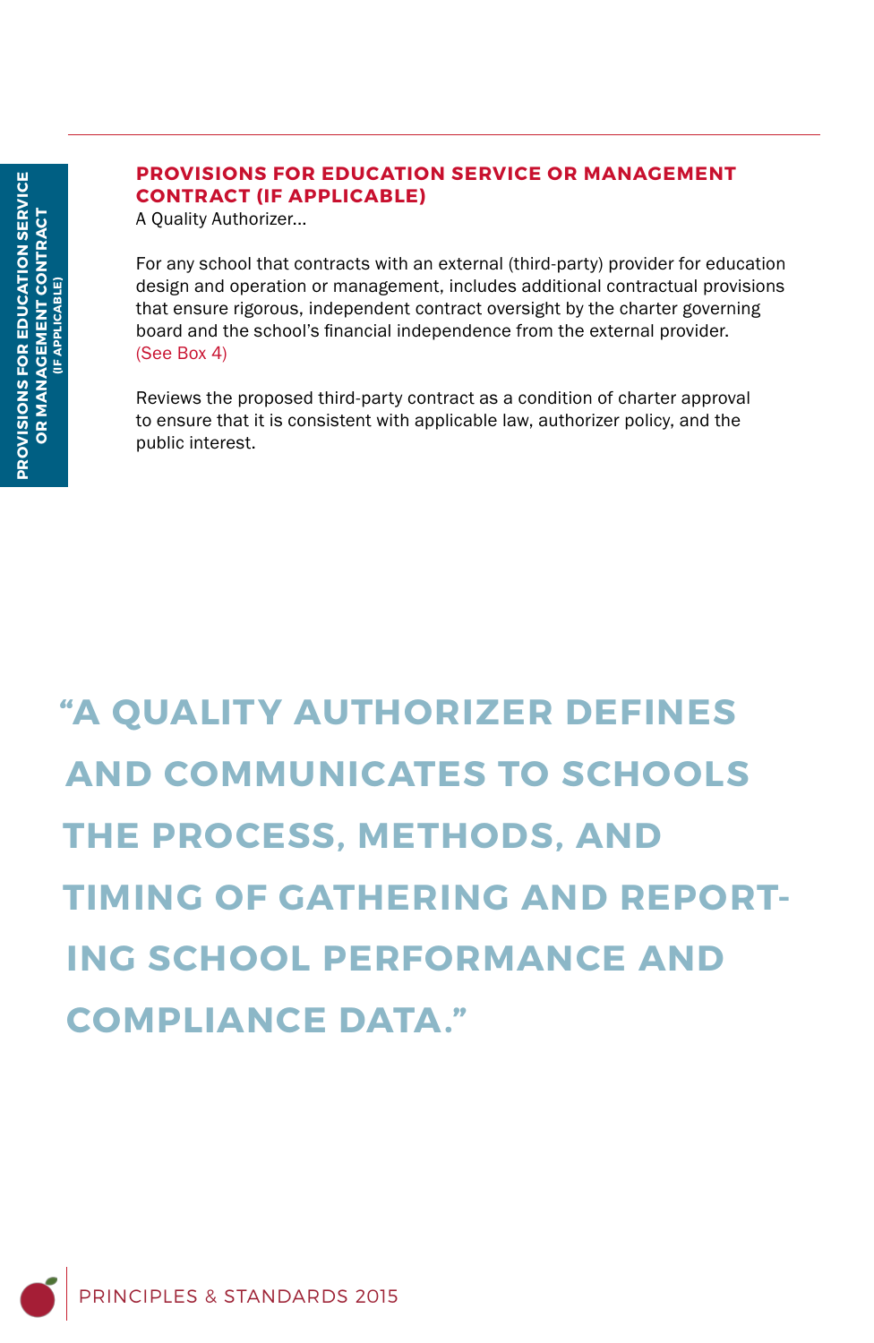## PROVISIONS FOR EDUCATION SERVICE OR MANAGEMENT CONTRACT (IF APPLICABLE)

A Quality Authorizer...

For any school that contracts with an external (third-party) provider for education design and operation or management, includes additional contractual provisions that ensure rigorous, independent contract oversight by the charter governing board and the school's financial independence from the external provider. (See Box 4)

Reviews the proposed third-party contract as a condition of charter approval to ensure that it is consistent with applicable law, authorizer policy, and the public interest.

> **"A QUALITY AUTHORIZER DEFINES AND COMMUNICATES TO SCHOOLS THE PROCESS, METHODS, AND TIMING OF GATHERING AND REPORTING SCHOOL PERFORMANCE AND COMPLIANCE DATA."**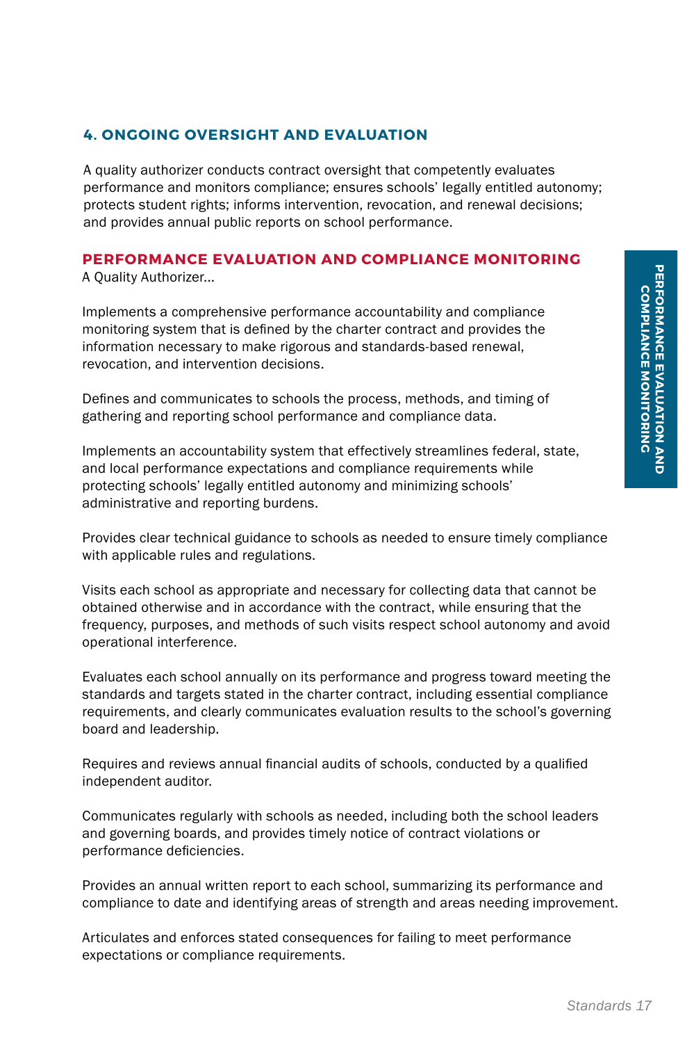## 4. ONGOING OVERSIGHT AND EVALUATION

A quality authorizer conducts contract oversight that competently evaluates performance and monitors compliance; ensures schools' legally entitled autonomy; protects student rights; informs intervention, revocation, and renewal decisions; and provides annual public reports on school performance.

### PERFORMANCE EVALUATION AND COMPLIANCE MONITORING

A Quality Authorizer...

Implements a comprehensive performance accountability and compliance monitoring system that is defined by the charter contract and provides the information necessary to make rigorous and standards-based renewal, revocation, and intervention decisions.

Defines and communicates to schools the process, methods, and timing of gathering and reporting school performance and compliance data.

Implements an accountability system that effectively streamlines federal, state, and local performance expectations and compliance requirements while protecting schools' legally entitled autonomy and minimizing schools' administrative and reporting burdens.

Provides clear technical guidance to schools as needed to ensure timely compliance with applicable rules and regulations.

Visits each school as appropriate and necessary for collecting data that cannot be obtained otherwise and in accordance with the contract, while ensuring that the frequency, purposes, and methods of such visits respect school autonomy and avoid operational interference.

Evaluates each school annually on its performance and progress toward meeting the standards and targets stated in the charter contract, including essential compliance requirements, and clearly communicates evaluation results to the school's governing board and leadership.

Requires and reviews annual financial audits of schools, conducted by a qualified independent auditor.

Communicates regularly with schools as needed, including both the school leaders and governing boards, and provides timely notice of contract violations or performance deficiencies.

Provides an annual written report to each school, summarizing its performance and compliance to date and identifying areas of strength and areas needing improvement.

Articulates and enforces stated consequences for failing to meet performance expectations or compliance requirements.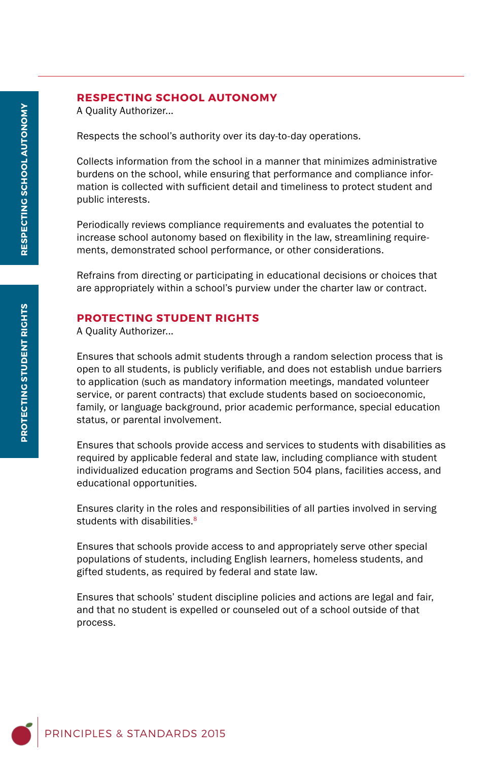## RESPECTING SCHOOL AUTONOMY

A Quality Authorizer...

Respects the school's authority over its day-to-day operations.

Collects information from the school in a manner that minimizes administrative burdens on the school, while ensuring that performance and compliance information is collected with sufficient detail and timeliness to protect student and public interests.

Periodically reviews compliance requirements and evaluates the potential to increase school autonomy based on flexibility in the law, streamlining requirements, demonstrated school performance, or other considerations.

Refrains from directing or participating in educational decisions or choices that are appropriately within a school's purview under the charter law or contract.

## PROTECTING STUDENT RIGHTS

A Quality Authorizer...

Ensures that schools admit students through a random selection process that is open to all students, is publicly verifiable, and does not establish undue barriers to application (such as mandatory information meetings, mandated volunteer service, or parent contracts) that exclude students based on socioeconomic, family, or language background, prior academic performance, special education status, or parental involvement.

Ensures that schools provide access and services to students with disabilities as required by applicable federal and state law, including compliance with student individualized education programs and Section 504 plans, facilities access, and educational opportunities.

Ensures clarity in the roles and responsibilities of all parties involved in serving students with disabilities.[8]

Ensures that schools provide access to and appropriately serve other special populations of students, including English learners, homeless students, and gifted students, as required by federal and state law.

Ensures that schools' student discipline policies and actions are legal and fair, and that no student is expelled or counseled out of a school outside of that process.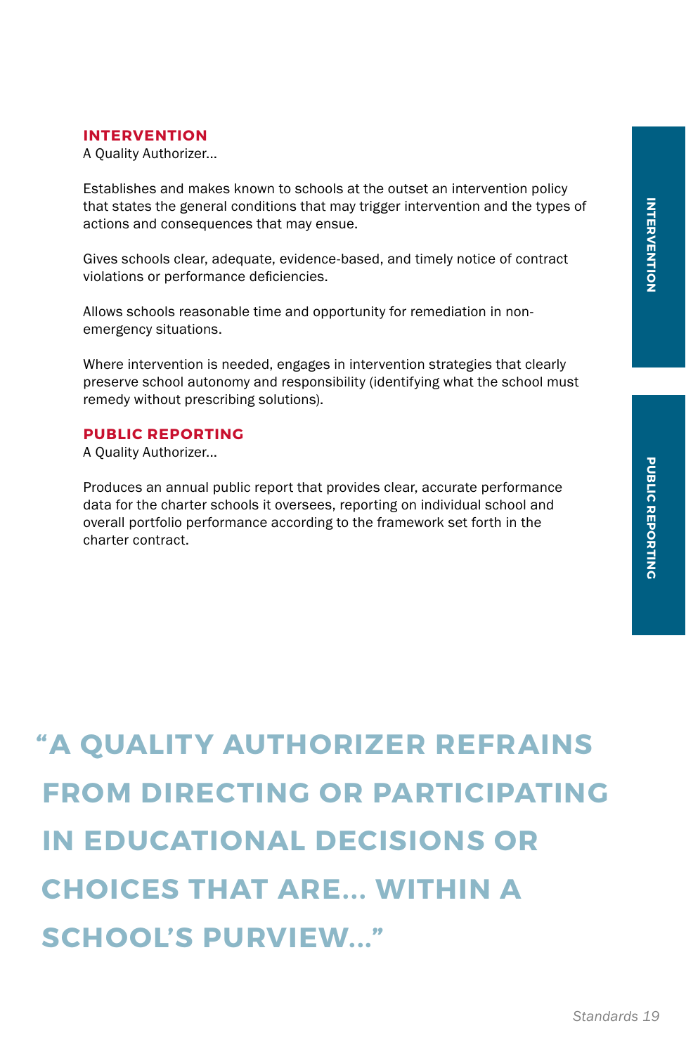## INTERVENTION

A Quality Authorizer...

Establishes and makes known to schools at the outset an intervention policy that states the general conditions that may trigger intervention and the types of actions and consequences that may ensue.

Gives schools clear, adequate, evidence-based, and timely notice of contract violations or performance deficiencies.

Allows schools reasonable time and opportunity for remediation in non-emergency situations.

Where intervention is needed, engages in intervention strategies that clearly preserve school autonomy and responsibility (identifying what the school must remedy without prescribing solutions).

## PUBLIC REPORTING

A Quality Authorizer...

Produces an annual public report that provides clear, accurate performance data for the charter schools it oversees, reporting on individual school and overall portfolio performance according to the framework set forth in the charter contract.

**"A QUALITY AUTHORIZER REFRAINS FROM DIRECTING OR PARTICIPATING IN EDUCATIONAL DECISIONS OR CHOICES THAT ARE... WITHIN A SCHOOL'S PURVIEW..."**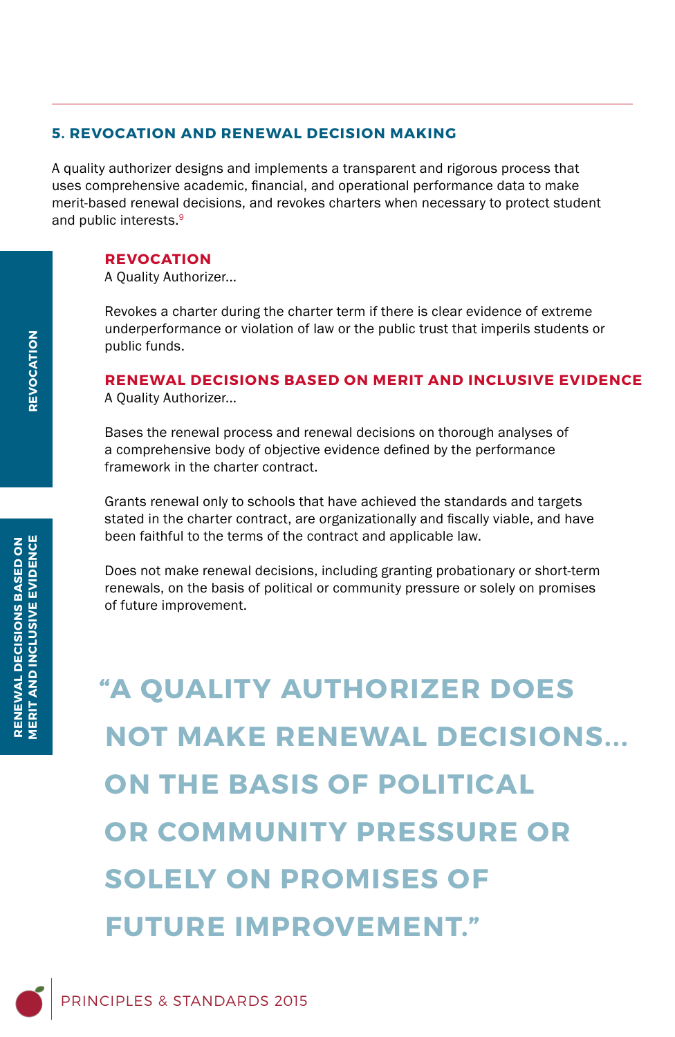## 5. REVOCATION AND RENEWAL DECISION MAKING

A quality authorizer designs and implements a transparent and rigorous process that uses comprehensive academic, financial, and operational performance data to make merit-based renewal decisions, and revokes charters when necessary to protect student and public interests.[9]

### REVOCATION

A Quality Authorizer...

Revokes a charter during the charter term if there is clear evidence of extreme underperformance or violation of law or the public trust that imperils students or public funds.

### RENEWAL DECISIONS BASED ON MERIT AND INCLUSIVE EVIDENCE

A Quality Authorizer...

Bases the renewal process and renewal decisions on thorough analyses of a comprehensive body of objective evidence defined by the performance framework in the charter contract.

Grants renewal only to schools that have achieved the standards and targets stated in the charter contract, are organizationally and fiscally viable, and have been faithful to the terms of the contract and applicable law.

Does not make renewal decisions, including granting probationary or short-term renewals, on the basis of political or community pressure or solely on promises of future improvement.

> "A QUALITY AUTHORIZER DOES NOT MAKE RENEWAL DECISIONS... ON THE BASIS OF POLITICAL OR COMMUNITY PRESSURE OR SOLELY ON PROMISES OF FUTURE IMPROVEMENT."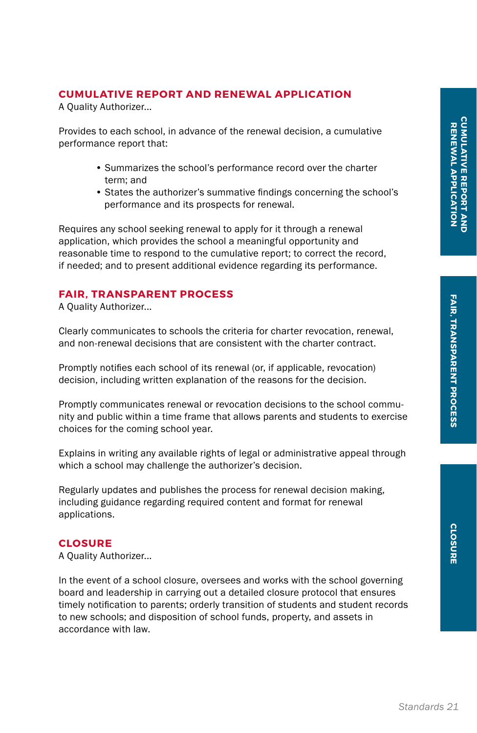## CUMULATIVE REPORT AND RENEWAL APPLICATION

A Quality Authorizer...

Provides to each school, in advance of the renewal decision, a cumulative performance report that:

- Summarizes the school's performance record over the charter term; and
- States the authorizer's summative findings concerning the school's performance and its prospects for renewal.

Requires any school seeking renewal to apply for it through a renewal application, which provides the school a meaningful opportunity and reasonable time to respond to the cumulative report; to correct the record, if needed; and to present additional evidence regarding its performance.

## FAIR, TRANSPARENT PROCESS

A Quality Authorizer...

Clearly communicates to schools the criteria for charter revocation, renewal, and non-renewal decisions that are consistent with the charter contract.

Promptly notifies each school of its renewal (or, if applicable, revocation) decision, including written explanation of the reasons for the decision.

Promptly communicates renewal or revocation decisions to the school community and public within a time frame that allows parents and students to exercise choices for the coming school year.

Explains in writing any available rights of legal or administrative appeal through which a school may challenge the authorizer's decision.

Regularly updates and publishes the process for renewal decision making, including guidance regarding required content and format for renewal applications.

## CLOSURE

A Quality Authorizer...

In the event of a school closure, oversees and works with the school governing board and leadership in carrying out a detailed closure protocol that ensures timely notification to parents; orderly transition of students and student records to new schools; and disposition of school funds, property, and assets in accordance with law.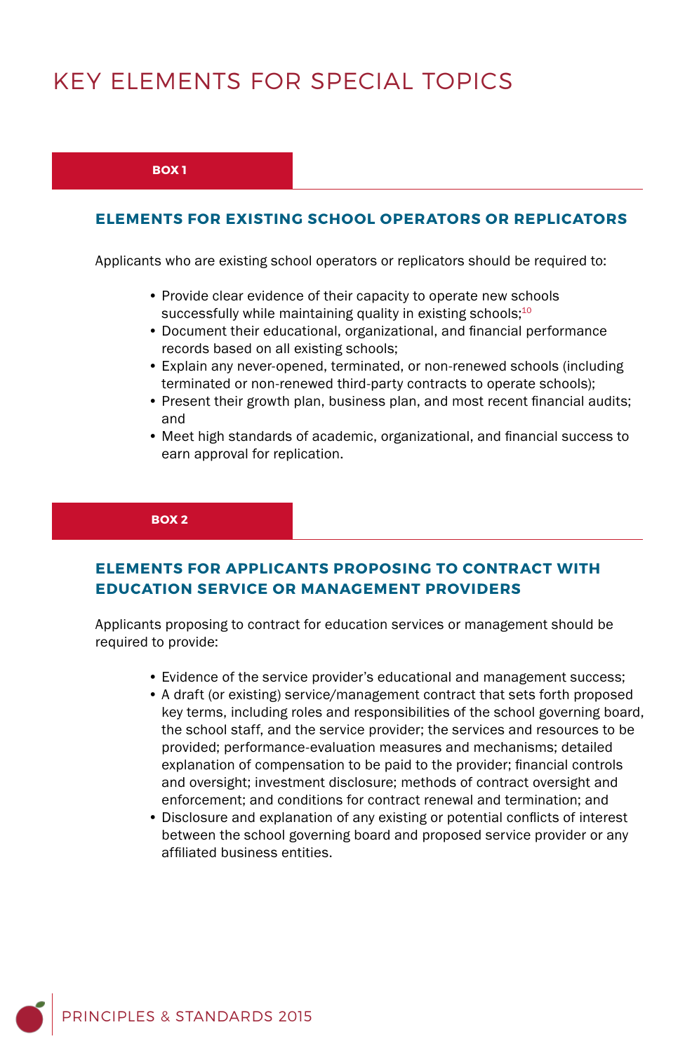# KEY ELEMENTS FOR SPECIAL TOPICS

**BOX 1**

## ELEMENTS FOR EXISTING SCHOOL OPERATORS OR REPLICATORS

Applicants who are existing school operators or replicators should be required to:

- Provide clear evidence of their capacity to operate new schools successfully while maintaining quality in existing schools;[10]
- Document their educational, organizational, and financial performance records based on all existing schools;
- Explain any never-opened, terminated, or non-renewed schools (including terminated or non-renewed third-party contracts to operate schools);
- Present their growth plan, business plan, and most recent financial audits; and
- Meet high standards of academic, organizational, and financial success to earn approval for replication.

**BOX 2**

## ELEMENTS FOR APPLICANTS PROPOSING TO CONTRACT WITH EDUCATION SERVICE OR MANAGEMENT PROVIDERS

Applicants proposing to contract for education services or management should be required to provide:

- Evidence of the service provider's educational and management success;
- A draft (or existing) service/management contract that sets forth proposed key terms, including roles and responsibilities of the school governing board, the school staff, and the service provider; the services and resources to be provided; performance-evaluation measures and mechanisms; detailed explanation of compensation to be paid to the provider; financial controls and oversight; investment disclosure; methods of contract oversight and enforcement; and conditions for contract renewal and termination; and
- Disclosure and explanation of any existing or potential conflicts of interest between the school governing board and proposed service provider or any affiliated business entities.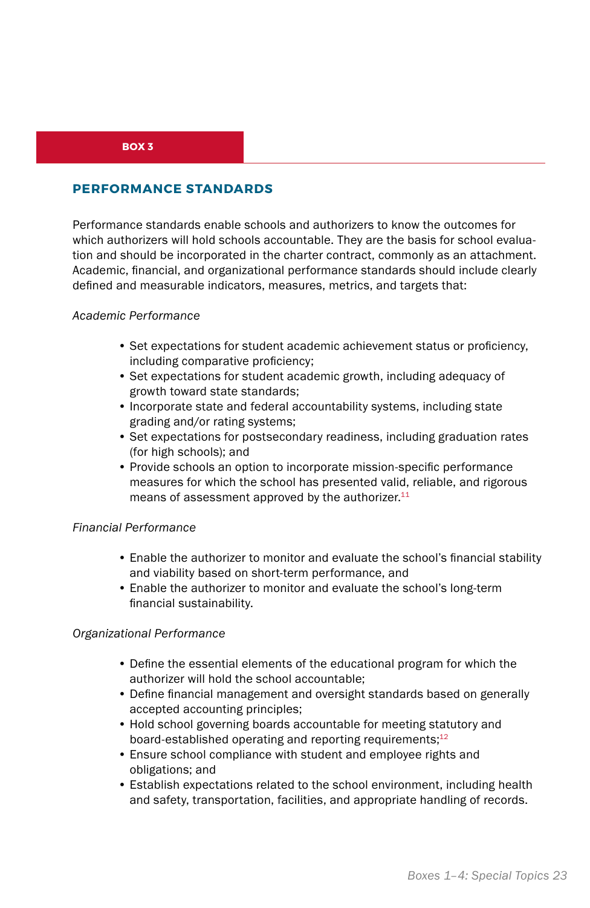**BOX 3**

## PERFORMANCE STANDARDS

Performance standards enable schools and authorizers to know the outcomes for which authorizers will hold schools accountable. They are the basis for school evaluation and should be incorporated in the charter contract, commonly as an attachment. Academic, financial, and organizational performance standards should include clearly defined and measurable indicators, measures, metrics, and targets that:

*Academic Performance*

- Set expectations for student academic achievement status or proficiency, including comparative proficiency;
- Set expectations for student academic growth, including adequacy of growth toward state standards;
- Incorporate state and federal accountability systems, including state grading and/or rating systems;
- Set expectations for postsecondary readiness, including graduation rates (for high schools); and
- Provide schools an option to incorporate mission-specific performance measures for which the school has presented valid, reliable, and rigorous means of assessment approved by the authorizer.[11]

*Financial Performance*

- Enable the authorizer to monitor and evaluate the school's financial stability and viability based on short-term performance, and
- Enable the authorizer to monitor and evaluate the school's long-term financial sustainability.

*Organizational Performance*

- Define the essential elements of the educational program for which the authorizer will hold the school accountable;
- Define financial management and oversight standards based on generally accepted accounting principles;
- Hold school governing boards accountable for meeting statutory and board-established operating and reporting requirements;[12]
- Ensure school compliance with student and employee rights and obligations; and
- Establish expectations related to the school environment, including health and safety, transportation, facilities, and appropriate handling of records.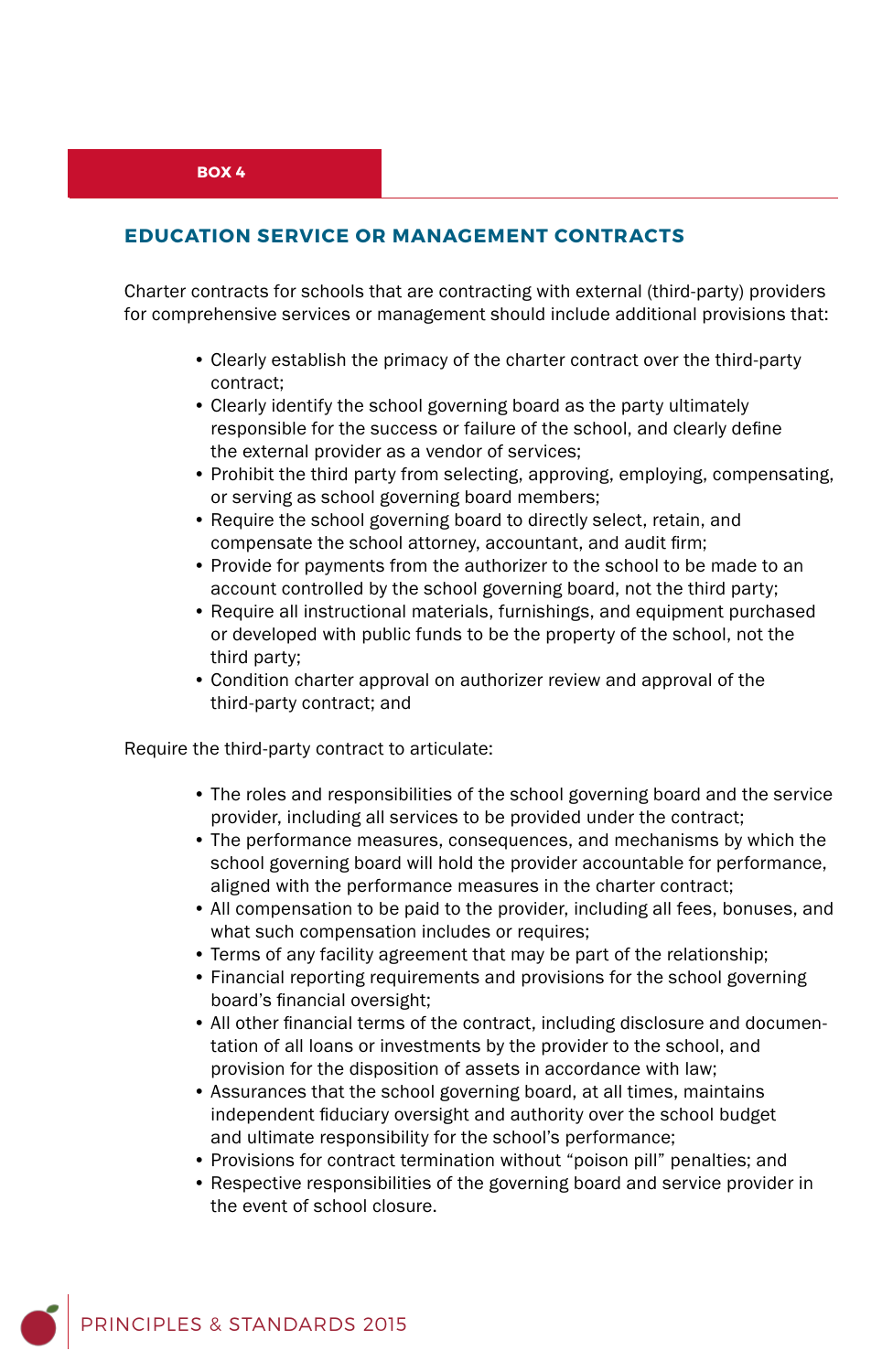BOX 4

## EDUCATION SERVICE OR MANAGEMENT CONTRACTS

Charter contracts for schools that are contracting with external (third-party) providers for comprehensive services or management should include additional provisions that:

- Clearly establish the primacy of the charter contract over the third-party contract;
- Clearly identify the school governing board as the party ultimately responsible for the success or failure of the school, and clearly define the external provider as a vendor of services;
- Prohibit the third party from selecting, approving, employing, compensating, or serving as school governing board members;
- Require the school governing board to directly select, retain, and compensate the school attorney, accountant, and audit firm;
- Provide for payments from the authorizer to the school to be made to an account controlled by the school governing board, not the third party;
- Require all instructional materials, furnishings, and equipment purchased or developed with public funds to be the property of the school, not the third party;
- Condition charter approval on authorizer review and approval of the third-party contract; and

Require the third-party contract to articulate:

- The roles and responsibilities of the school governing board and the service provider, including all services to be provided under the contract;
- The performance measures, consequences, and mechanisms by which the school governing board will hold the provider accountable for performance, aligned with the performance measures in the charter contract;
- All compensation to be paid to the provider, including all fees, bonuses, and what such compensation includes or requires;
- Terms of any facility agreement that may be part of the relationship;
- Financial reporting requirements and provisions for the school governing board's financial oversight;
- All other financial terms of the contract, including disclosure and documentation of all loans or investments by the provider to the school, and provision for the disposition of assets in accordance with law;
- Assurances that the school governing board, at all times, maintains independent fiduciary oversight and authority over the school budget and ultimate responsibility for the school's performance;
- Provisions for contract termination without "poison pill" penalties; and
- Respective responsibilities of the governing board and service provider in the event of school closure.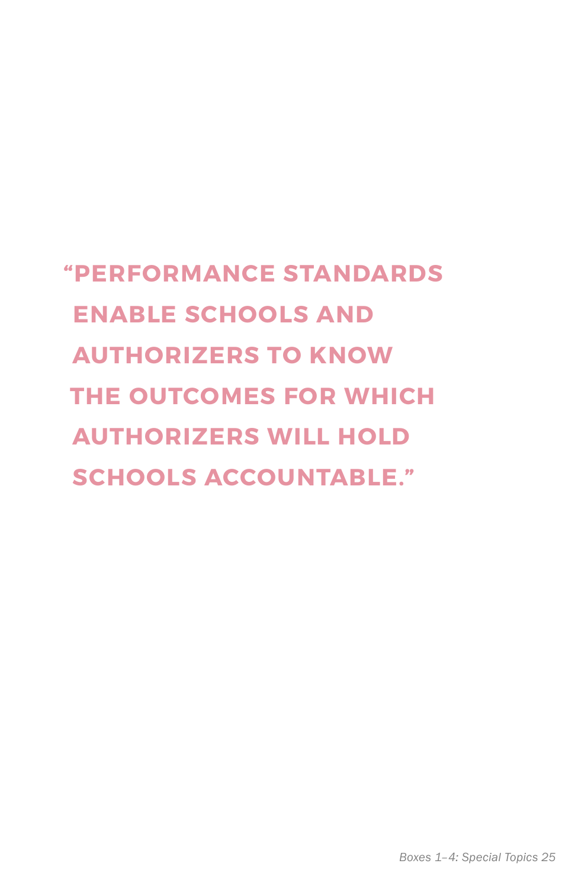**"PERFORMANCE STANDARDS ENABLE SCHOOLS AND AUTHORIZERS TO KNOW THE OUTCOMES FOR WHICH AUTHORIZERS WILL HOLD SCHOOLS ACCOUNTABLE."**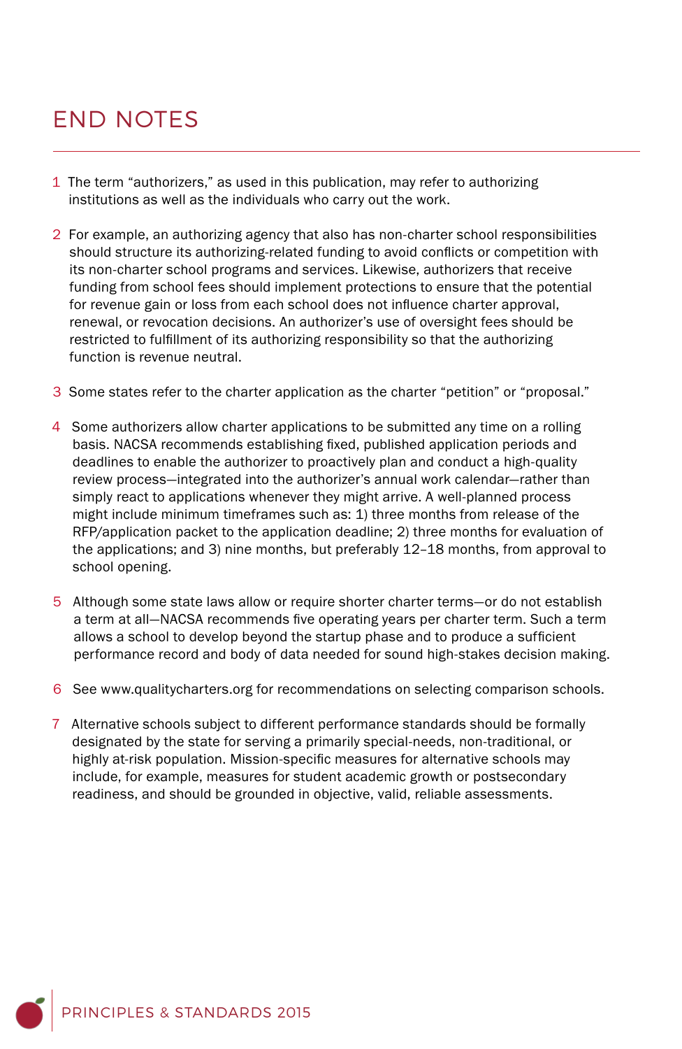# END NOTES

1. The term "authorizers," as used in this publication, may refer to authorizing institutions as well as the individuals who carry out the work.

2. For example, an authorizing agency that also has non-charter school responsibilities should structure its authorizing-related funding to avoid conflicts or competition with its non-charter school programs and services. Likewise, authorizers that receive funding from school fees should implement protections to ensure that the potential for revenue gain or loss from each school does not influence charter approval, renewal, or revocation decisions. An authorizer's use of oversight fees should be restricted to fulfillment of its authorizing responsibility so that the authorizing function is revenue neutral.

3. Some states refer to the charter application as the charter "petition" or "proposal."

4. Some authorizers allow charter applications to be submitted any time on a rolling basis. NACSA recommends establishing fixed, published application periods and deadlines to enable the authorizer to proactively plan and conduct a high-quality review process—integrated into the authorizer's annual work calendar—rather than simply react to applications whenever they might arrive. A well-planned process might include minimum timeframes such as: 1) three months from release of the RFP/application packet to the application deadline; 2) three months for evaluation of the applications; and 3) nine months, but preferably 12–18 months, from approval to school opening.

5. Although some state laws allow or require shorter charter terms—or do not establish a term at all—NACSA recommends five operating years per charter term. Such a term allows a school to develop beyond the startup phase and to produce a sufficient performance record and body of data needed for sound high-stakes decision making.

6. See www.qualitycharters.org for recommendations on selecting comparison schools.

7. Alternative schools subject to different performance standards should be formally designated by the state for serving a primarily special-needs, non-traditional, or highly at-risk population. Mission-specific measures for alternative schools may include, for example, measures for student academic growth or postsecondary readiness, and should be grounded in objective, valid, reliable assessments.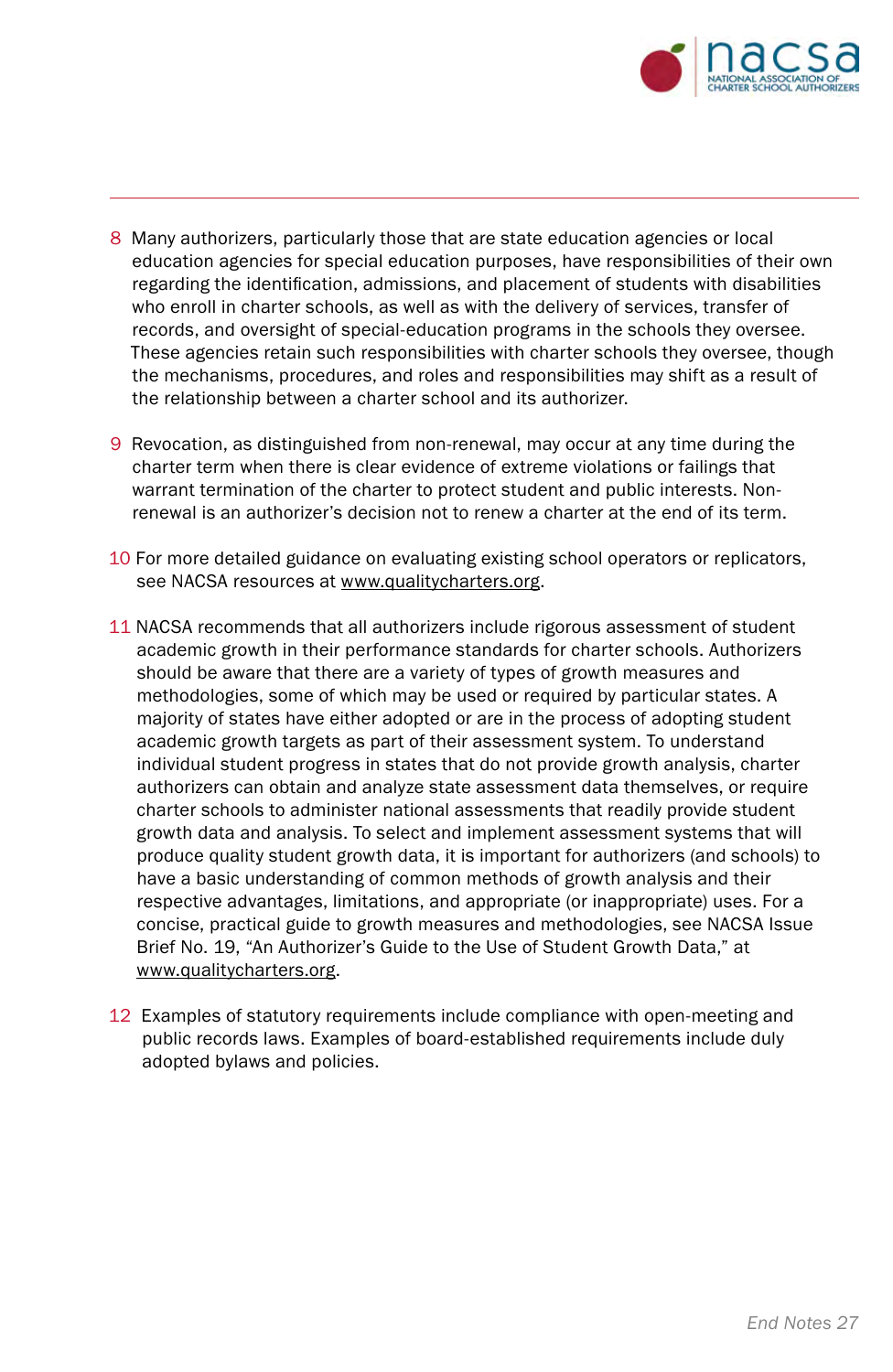8 Many authorizers, particularly those that are state education agencies or local education agencies for special education purposes, have responsibilities of their own regarding the identification, admissions, and placement of students with disabilities who enroll in charter schools, as well as with the delivery of services, transfer of records, and oversight of special-education programs in the schools they oversee. These agencies retain such responsibilities with charter schools they oversee, though the mechanisms, procedures, and roles and responsibilities may shift as a result of the relationship between a charter school and its authorizer.

9 Revocation, as distinguished from non-renewal, may occur at any time during the charter term when there is clear evidence of extreme violations or failings that warrant termination of the charter to protect student and public interests. Non-renewal is an authorizer's decision not to renew a charter at the end of its term.

10 For more detailed guidance on evaluating existing school operators or replicators, see NACSA resources at www.qualitycharters.org.

11 NACSA recommends that all authorizers include rigorous assessment of student academic growth in their performance standards for charter schools. Authorizers should be aware that there are a variety of types of growth measures and methodologies, some of which may be used or required by particular states. A majority of states have either adopted or are in the process of adopting student academic growth targets as part of their assessment system. To understand individual student progress in states that do not provide growth analysis, charter authorizers can obtain and analyze state assessment data themselves, or require charter schools to administer national assessments that readily provide student growth data and analysis. To select and implement assessment systems that will produce quality student growth data, it is important for authorizers (and schools) to have a basic understanding of common methods of growth analysis and their respective advantages, limitations, and appropriate (or inappropriate) uses. For a concise, practical guide to growth measures and methodologies, see NACSA Issue Brief No. 19, "An Authorizer's Guide to the Use of Student Growth Data," at www.qualitycharters.org.

12 Examples of statutory requirements include compliance with open-meeting and public records laws. Examples of board-established requirements include duly adopted bylaws and policies.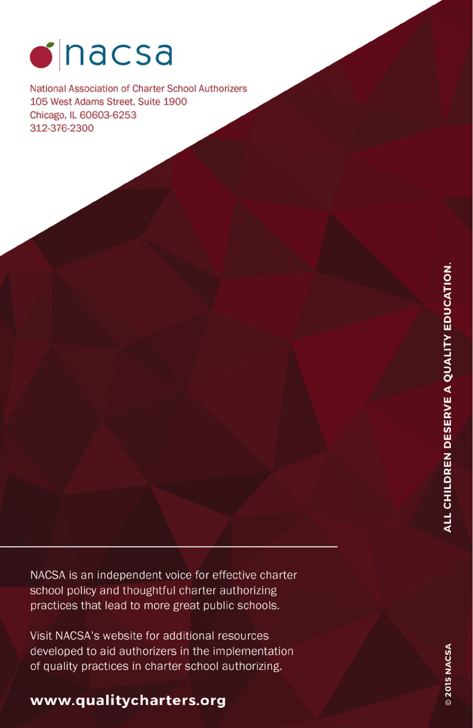nacsa

National Association of Charter School Authorizers
105 West Adams Street, Suite 1900
Chicago, IL 60603-6253
312-376-2300

ALL CHILDREN DESERVE A QUALITY EDUCATION.

NACSA is an independent voice for effective charter school policy and thoughtful charter authorizing practices that lead to more great public schools.

Visit NACSA's website for additional resources developed to aid authorizers in the implementation of quality practices in charter school authorizing.

**www.qualitycharters.org**

© 2015 NACSA